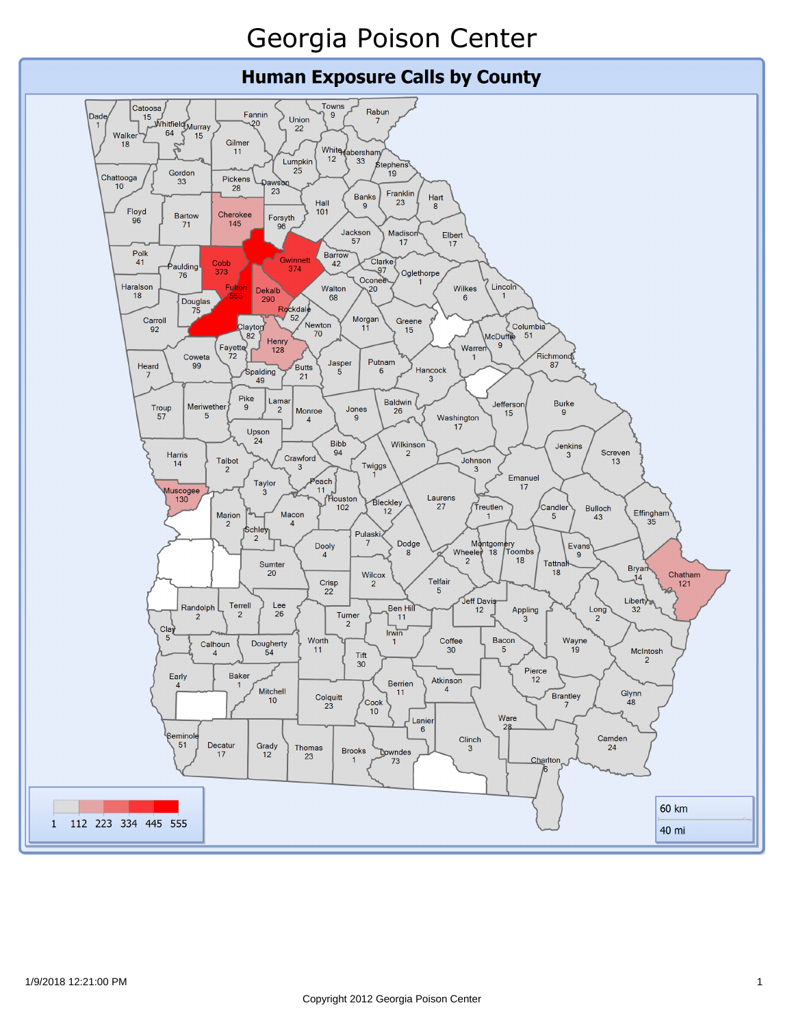# Georgia Poison Center

## Human Exposure Calls by County

| County | Calls |
|---|---|
| Dade | 1 |
| Catoosa | 15 |
| Whitfield | 64 |
| Murray | 15 |
| Fannin | 20 |
| Union | 22 |
| Towns | 9 |
| Rabun | 7 |
| Walker | 18 |
| Gilmer | 11 |
| White | 12 |
| Habersham | 33 |
| Stephens | 19 |
| Lumpkin | 25 |
| Chattooga | 10 |
| Gordon | 33 |
| Pickens | 28 |
| Dawson | 23 |
| Banks | 9 |
| Franklin | 23 |
| Hart | 8 |
| Floyd | 96 |
| Bartow | 71 |
| Cherokee | 145 |
| Forsyth | 96 |
| Hall | 101 |
| Jackson | 57 |
| Madison | 17 |
| Elbert | 17 |
| Polk | 41 |
| Paulding | 76 |
| Cobb | 373 |
| Gwinnett | 374 |
| Barrow | 42 |
| Clarke | 97 |
| Oglethorpe | 1 |
| Haralson | 18 |
| Fulton | 555 |
| Dekalb | 290 |
| Oconee | 20 |
| Walton | 68 |
| Wilkes | 6 |
| Lincoln | 1 |
| Douglas | 75 |
| Rockdale | 52 |
| Carroll | 92 |
| Clayton | 82 |
| Newton | 70 |
| Morgan | 11 |
| Greene | 15 |
| Columbia | 51 |
| McDuffie | 9 |
| Fayette | 72 |
| Henry | 128 |
| Warren | 1 |
| Richmond | 87 |
| Heard | 7 |
| Coweta | 99 |
| Spalding | 49 |
| Butts | 21 |
| Jasper | 5 |
| Putnam | 6 |
| Hancock | 3 |
| Troup | 57 |
| Meriwether | 5 |
| Pike | 9 |
| Lamar | 2 |
| Monroe | 4 |
| Jones | 9 |
| Baldwin | 26 |
| Jefferson | 15 |
| Burke | 9 |
| Washington | 17 |
| Upson | 24 |
| Bibb | 94 |
| Wilkinson | 2 |
| Jenkins | 3 |
| Screven | 13 |
| Harris | 14 |
| Talbot | 2 |
| Crawford | 3 |
| Twiggs | 1 |
| Johnson | 3 |
| Emanuel | 17 |
| Taylor | 3 |
| Peach | 11 |
| Muscogee | 130 |
| Houston | 102 |
| Bleckley | 12 |
| Laurens | 27 |
| Treutlen | 1 |
| Candler | 5 |
| Bulloch | 43 |
| Effingham | 35 |
| Marion | 2 |
| Macon | 4 |
| Schley | 2 |
| Pulaski | 7 |
| Dooly | 4 |
| Dodge | 8 |
| Montgomery | 18 |
| Wheeler | 2 |
| Toombs | 18 |
| Evans | 9 |
| Tattnall | 18 |
| Bryan | 14 |
| Chatham | 121 |
| Sumter | 20 |
| Wilcox | 2 |
| Crisp | 22 |
| Telfair | 5 |
| Jeff Davis | 12 |
| Liberty | 32 |
| Randolph | 2 |
| Terrell | 2 |
| Lee | 26 |
| Turner | 2 |
| Ben Hill | 11 |
| Appling | 3 |
| Long | 2 |
| Clay | 5 |
| Irwin | 1 |
| Calhoun | 4 |
| Dougherty | 54 |
| Worth | 11 |
| Coffee | 30 |
| Bacon | 5 |
| Wayne | 19 |
| McIntosh | 2 |
| Tift | 30 |
| Early | 4 |
| Baker | 1 |
| Mitchell | 10 |
| Colquitt | 23 |
| Berrien | 11 |
| Atkinson | 4 |
| Pierce | 12 |
| Cook | 10 |
| Brantley | 7 |
| Glynn | 48 |
| Lanier | 6 |
| Ware | 28 |
| Seminole | 51 |
| Decatur | 17 |
| Grady | 12 |
| Thomas | 23 |
| Brooks | 1 |
| Lowndes | 73 |
| Clinch | 3 |
| Camden | 24 |
| Charlton | 6 |

Legend: 1 | 112 | 223 | 334 | 445 | 555

Scale: 60 km / 40 mi

1/9/2018 12:21:00 PM

Copyright 2012 Georgia Poison Center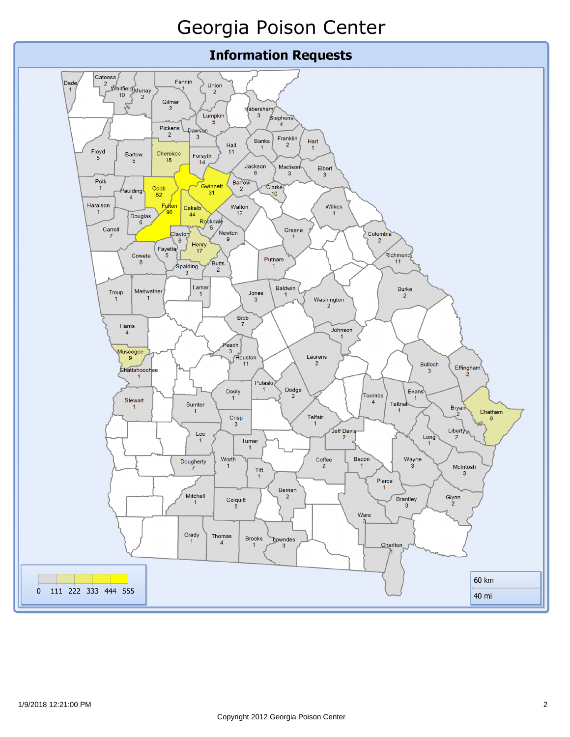# Georgia Poison Center

## Information Requests

| County | Count |
|---|---|
| Dade | 1 |
| Catoosa | 2 |
| Whitfield | 10 |
| Murray | 2 |
| Fannin | 1 |
| Union | 2 |
| Gilmer | 2 |
| Habersham | 3 |
| Stephens | 4 |
| Lumpkin | 5 |
| Pickens | 2 |
| Dawson | 3 |
| Banks | 1 |
| Franklin | 2 |
| Hart | 1 |
| Hall | 11 |
| Floyd | 5 |
| Bartow | 5 |
| Cherokee | 18 |
| Forsyth | 14 |
| Jackson | 6 |
| Madison | 3 |
| Elbert | 3 |
| Polk | 1 |
| Cobb | 52 |
| Gwinnett | 31 |
| Barrow | 2 |
| Clarke | 10 |
| Paulding | 4 |
| Haralson | 1 |
| Fulton | 96 |
| Dekalb | 44 |
| Walton | 12 |
| Wilkes | 1 |
| Douglas | 6 |
| Rockdale | 5 |
| Carroll | 7 |
| Clayton | 6 |
| Newton | 9 |
| Greene | 1 |
| Columbia | 2 |
| Henry | 17 |
| Fayette | 5 |
| Richmond | 11 |
| Coweta | 8 |
| Putnam | 1 |
| Butts | 2 |
| Spalding | 3 |
| Lamar | 1 |
| Baldwin | 1 |
| Burke | 2 |
| Troup | 1 |
| Meriwether | 1 |
| Jones | 3 |
| Washington | 2 |
| Bibb | 7 |
| Harris | 4 |
| Johnson | 1 |
| Peach | 3 |
| Muscogee | 9 |
| Laurens | 2 |
| Houston | 11 |
| Bulloch | 3 |
| Effingham | 2 |
| Chattahoochee | 1 |
| Pulaski | 1 |
| Dooly | 1 |
| Dodge | 2 |
| Toombs | 4 |
| Evans | 1 |
| Stewart | 1 |
| Sumter | 1 |
| Tattnall | 1 |
| Bryan | 2 |
| Chatham | 9 |
| Crisp | 3 |
| Telfair | 1 |
| Lee | 1 |
| Jeff Davis | 2 |
| Long | 1 |
| Liberty | 2 |
| Turner | 1 |
| Dougherty | 7 |
| Worth | 1 |
| Tift | 1 |
| Coffee | 2 |
| Bacon | 1 |
| Wayne | 3 |
| McIntosh | 3 |
| Pierce | 1 |
| Berrien | 2 |
| Mitchell | 1 |
| Colquitt | 5 |
| Brantley | 3 |
| Glynn | 2 |
| Ware | 3 |
| Grady | 1 |
| Thomas | 4 |
| Brooks | 1 |
| Lowndes | 3 |
| Charlton | 1 |

Legend: 0, 111, 222, 333, 444, 555

Scale: 60 km / 40 mi

1/9/2018 12:21:00 PM

Copyright 2012 Georgia Poison Center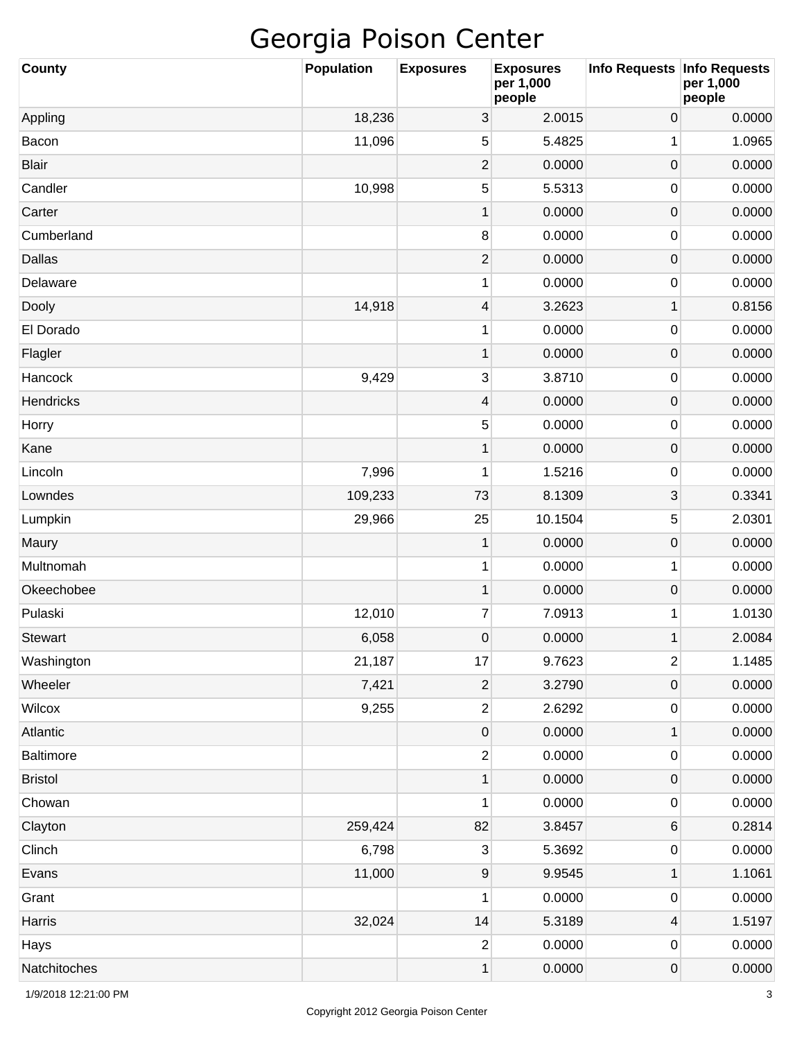# Georgia Poison Center

| County | Population | Exposures | Exposures per 1,000 people | Info Requests | Info Requests per 1,000 people |
|---|---|---|---|---|---|
| Appling | 18,236 | 3 | 2.0015 | 0 | 0.0000 |
| Bacon | 11,096 | 5 | 5.4825 | 1 | 1.0965 |
| Blair | | 2 | 0.0000 | 0 | 0.0000 |
| Candler | 10,998 | 5 | 5.5313 | 0 | 0.0000 |
| Carter | | 1 | 0.0000 | 0 | 0.0000 |
| Cumberland | | 8 | 0.0000 | 0 | 0.0000 |
| Dallas | | 2 | 0.0000 | 0 | 0.0000 |
| Delaware | | 1 | 0.0000 | 0 | 0.0000 |
| Dooly | 14,918 | 4 | 3.2623 | 1 | 0.8156 |
| El Dorado | | 1 | 0.0000 | 0 | 0.0000 |
| Flagler | | 1 | 0.0000 | 0 | 0.0000 |
| Hancock | 9,429 | 3 | 3.8710 | 0 | 0.0000 |
| Hendricks | | 4 | 0.0000 | 0 | 0.0000 |
| Horry | | 5 | 0.0000 | 0 | 0.0000 |
| Kane | | 1 | 0.0000 | 0 | 0.0000 |
| Lincoln | 7,996 | 1 | 1.5216 | 0 | 0.0000 |
| Lowndes | 109,233 | 73 | 8.1309 | 3 | 0.3341 |
| Lumpkin | 29,966 | 25 | 10.1504 | 5 | 2.0301 |
| Maury | | 1 | 0.0000 | 0 | 0.0000 |
| Multnomah | | 1 | 0.0000 | 1 | 0.0000 |
| Okeechobee | | 1 | 0.0000 | 0 | 0.0000 |
| Pulaski | 12,010 | 7 | 7.0913 | 1 | 1.0130 |
| Stewart | 6,058 | 0 | 0.0000 | 1 | 2.0084 |
| Washington | 21,187 | 17 | 9.7623 | 2 | 1.1485 |
| Wheeler | 7,421 | 2 | 3.2790 | 0 | 0.0000 |
| Wilcox | 9,255 | 2 | 2.6292 | 0 | 0.0000 |
| Atlantic | | 0 | 0.0000 | 1 | 0.0000 |
| Baltimore | | 2 | 0.0000 | 0 | 0.0000 |
| Bristol | | 1 | 0.0000 | 0 | 0.0000 |
| Chowan | | 1 | 0.0000 | 0 | 0.0000 |
| Clayton | 259,424 | 82 | 3.8457 | 6 | 0.2814 |
| Clinch | 6,798 | 3 | 5.3692 | 0 | 0.0000 |
| Evans | 11,000 | 9 | 9.9545 | 1 | 1.1061 |
| Grant | | 1 | 0.0000 | 0 | 0.0000 |
| Harris | 32,024 | 14 | 5.3189 | 4 | 1.5197 |
| Hays | | 2 | 0.0000 | 0 | 0.0000 |
| Natchitoches | | 1 | 0.0000 | 0 | 0.0000 |

1/9/2018 12:21:00 PM

Copyright 2012 Georgia Poison Center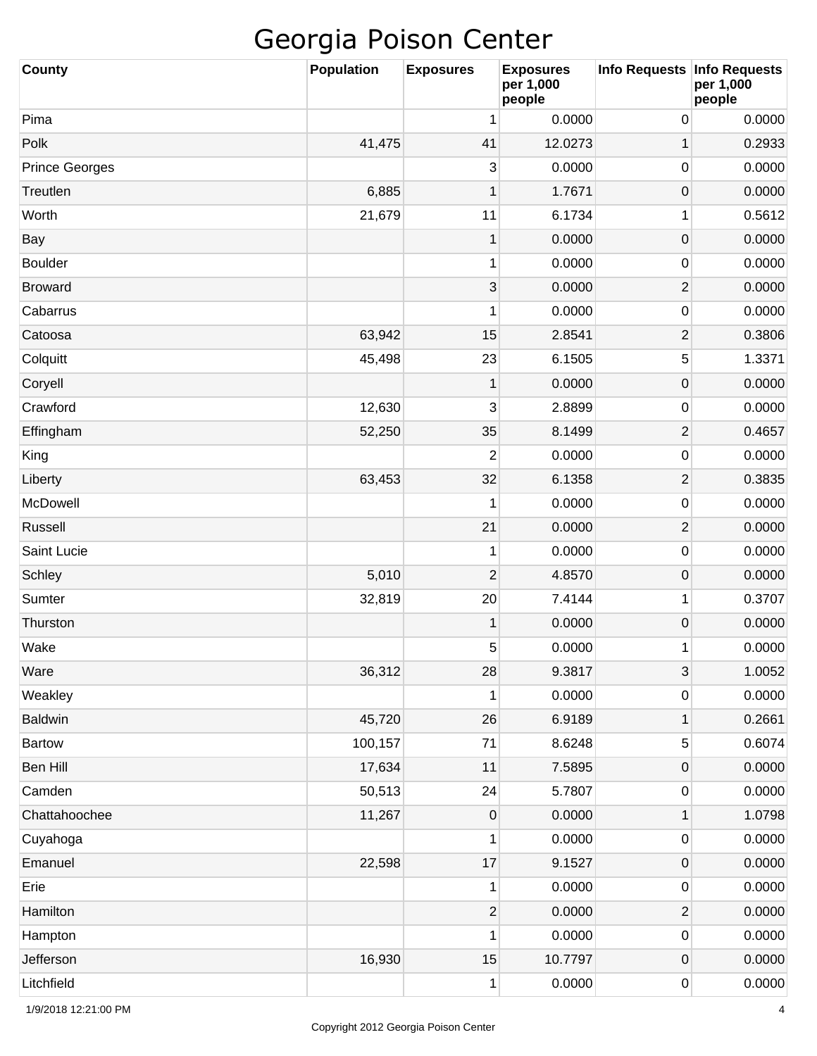# Georgia Poison Center

| County | Population | Exposures | Exposures per 1,000 people | Info Requests | Info Requests per 1,000 people |
|---|---|---|---|---|---|
| Pima | | 1 | 0.0000 | 0 | 0.0000 |
| Polk | 41,475 | 41 | 12.0273 | 1 | 0.2933 |
| Prince Georges | | 3 | 0.0000 | 0 | 0.0000 |
| Treutlen | 6,885 | 1 | 1.7671 | 0 | 0.0000 |
| Worth | 21,679 | 11 | 6.1734 | 1 | 0.5612 |
| Bay | | 1 | 0.0000 | 0 | 0.0000 |
| Boulder | | 1 | 0.0000 | 0 | 0.0000 |
| Broward | | 3 | 0.0000 | 2 | 0.0000 |
| Cabarrus | | 1 | 0.0000 | 0 | 0.0000 |
| Catoosa | 63,942 | 15 | 2.8541 | 2 | 0.3806 |
| Colquitt | 45,498 | 23 | 6.1505 | 5 | 1.3371 |
| Coryell | | 1 | 0.0000 | 0 | 0.0000 |
| Crawford | 12,630 | 3 | 2.8899 | 0 | 0.0000 |
| Effingham | 52,250 | 35 | 8.1499 | 2 | 0.4657 |
| King | | 2 | 0.0000 | 0 | 0.0000 |
| Liberty | 63,453 | 32 | 6.1358 | 2 | 0.3835 |
| McDowell | | 1 | 0.0000 | 0 | 0.0000 |
| Russell | | 21 | 0.0000 | 2 | 0.0000 |
| Saint Lucie | | 1 | 0.0000 | 0 | 0.0000 |
| Schley | 5,010 | 2 | 4.8570 | 0 | 0.0000 |
| Sumter | 32,819 | 20 | 7.4144 | 1 | 0.3707 |
| Thurston | | 1 | 0.0000 | 0 | 0.0000 |
| Wake | | 5 | 0.0000 | 1 | 0.0000 |
| Ware | 36,312 | 28 | 9.3817 | 3 | 1.0052 |
| Weakley | | 1 | 0.0000 | 0 | 0.0000 |
| Baldwin | 45,720 | 26 | 6.9189 | 1 | 0.2661 |
| Bartow | 100,157 | 71 | 8.6248 | 5 | 0.6074 |
| Ben Hill | 17,634 | 11 | 7.5895 | 0 | 0.0000 |
| Camden | 50,513 | 24 | 5.7807 | 0 | 0.0000 |
| Chattahoochee | 11,267 | 0 | 0.0000 | 1 | 1.0798 |
| Cuyahoga | | 1 | 0.0000 | 0 | 0.0000 |
| Emanuel | 22,598 | 17 | 9.1527 | 0 | 0.0000 |
| Erie | | 1 | 0.0000 | 0 | 0.0000 |
| Hamilton | | 2 | 0.0000 | 2 | 0.0000 |
| Hampton | | 1 | 0.0000 | 0 | 0.0000 |
| Jefferson | 16,930 | 15 | 10.7797 | 0 | 0.0000 |
| Litchfield | | 1 | 0.0000 | 0 | 0.0000 |

1/9/2018 12:21:00 PM

Copyright 2012 Georgia Poison Center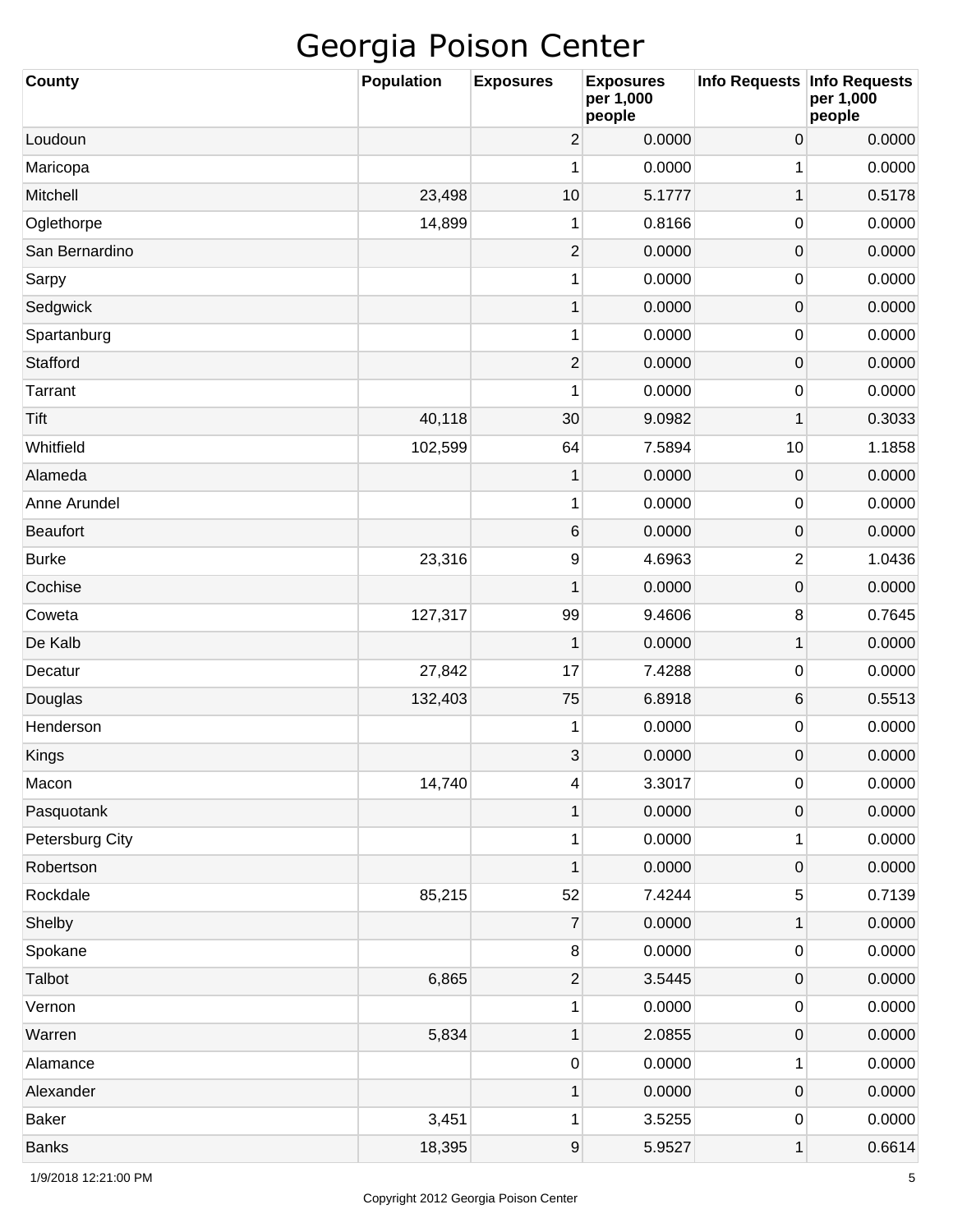# Georgia Poison Center

| County | Population | Exposures | Exposures per 1,000 people | Info Requests | Info Requests per 1,000 people |
|---|---|---|---|---|---|
| Loudoun | | 2 | 0.0000 | 0 | 0.0000 |
| Maricopa | | 1 | 0.0000 | 1 | 0.0000 |
| Mitchell | 23,498 | 10 | 5.1777 | 1 | 0.5178 |
| Oglethorpe | 14,899 | 1 | 0.8166 | 0 | 0.0000 |
| San Bernardino | | 2 | 0.0000 | 0 | 0.0000 |
| Sarpy | | 1 | 0.0000 | 0 | 0.0000 |
| Sedgwick | | 1 | 0.0000 | 0 | 0.0000 |
| Spartanburg | | 1 | 0.0000 | 0 | 0.0000 |
| Stafford | | 2 | 0.0000 | 0 | 0.0000 |
| Tarrant | | 1 | 0.0000 | 0 | 0.0000 |
| Tift | 40,118 | 30 | 9.0982 | 1 | 0.3033 |
| Whitfield | 102,599 | 64 | 7.5894 | 10 | 1.1858 |
| Alameda | | 1 | 0.0000 | 0 | 0.0000 |
| Anne Arundel | | 1 | 0.0000 | 0 | 0.0000 |
| Beaufort | | 6 | 0.0000 | 0 | 0.0000 |
| Burke | 23,316 | 9 | 4.6963 | 2 | 1.0436 |
| Cochise | | 1 | 0.0000 | 0 | 0.0000 |
| Coweta | 127,317 | 99 | 9.4606 | 8 | 0.7645 |
| De Kalb | | 1 | 0.0000 | 1 | 0.0000 |
| Decatur | 27,842 | 17 | 7.4288 | 0 | 0.0000 |
| Douglas | 132,403 | 75 | 6.8918 | 6 | 0.5513 |
| Henderson | | 1 | 0.0000 | 0 | 0.0000 |
| Kings | | 3 | 0.0000 | 0 | 0.0000 |
| Macon | 14,740 | 4 | 3.3017 | 0 | 0.0000 |
| Pasquotank | | 1 | 0.0000 | 0 | 0.0000 |
| Petersburg City | | 1 | 0.0000 | 1 | 0.0000 |
| Robertson | | 1 | 0.0000 | 0 | 0.0000 |
| Rockdale | 85,215 | 52 | 7.4244 | 5 | 0.7139 |
| Shelby | | 7 | 0.0000 | 1 | 0.0000 |
| Spokane | | 8 | 0.0000 | 0 | 0.0000 |
| Talbot | 6,865 | 2 | 3.5445 | 0 | 0.0000 |
| Vernon | | 1 | 0.0000 | 0 | 0.0000 |
| Warren | 5,834 | 1 | 2.0855 | 0 | 0.0000 |
| Alamance | | 0 | 0.0000 | 1 | 0.0000 |
| Alexander | | 1 | 0.0000 | 0 | 0.0000 |
| Baker | 3,451 | 1 | 3.5255 | 0 | 0.0000 |
| Banks | 18,395 | 9 | 5.9527 | 1 | 0.6614 |

1/9/2018 12:21:00 PM

Copyright 2012 Georgia Poison Center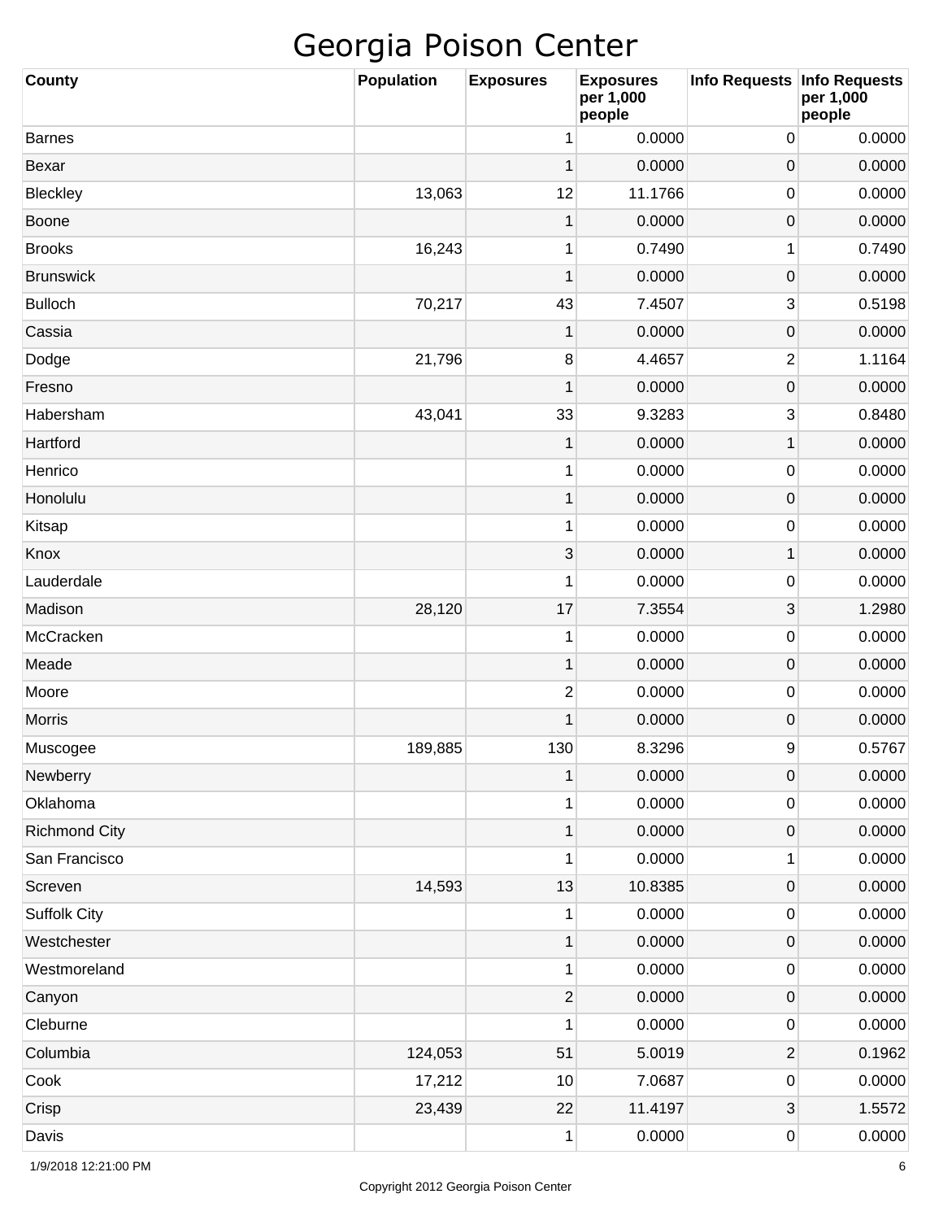# Georgia Poison Center

| County | Population | Exposures | Exposures per 1,000 people | Info Requests | Info Requests per 1,000 people |
|---|---|---|---|---|---|
| Barnes | | 1 | 0.0000 | 0 | 0.0000 |
| Bexar | | 1 | 0.0000 | 0 | 0.0000 |
| Bleckley | 13,063 | 12 | 11.1766 | 0 | 0.0000 |
| Boone | | 1 | 0.0000 | 0 | 0.0000 |
| Brooks | 16,243 | 1 | 0.7490 | 1 | 0.7490 |
| Brunswick | | 1 | 0.0000 | 0 | 0.0000 |
| Bulloch | 70,217 | 43 | 7.4507 | 3 | 0.5198 |
| Cassia | | 1 | 0.0000 | 0 | 0.0000 |
| Dodge | 21,796 | 8 | 4.4657 | 2 | 1.1164 |
| Fresno | | 1 | 0.0000 | 0 | 0.0000 |
| Habersham | 43,041 | 33 | 9.3283 | 3 | 0.8480 |
| Hartford | | 1 | 0.0000 | 1 | 0.0000 |
| Henrico | | 1 | 0.0000 | 0 | 0.0000 |
| Honolulu | | 1 | 0.0000 | 0 | 0.0000 |
| Kitsap | | 1 | 0.0000 | 0 | 0.0000 |
| Knox | | 3 | 0.0000 | 1 | 0.0000 |
| Lauderdale | | 1 | 0.0000 | 0 | 0.0000 |
| Madison | 28,120 | 17 | 7.3554 | 3 | 1.2980 |
| McCracken | | 1 | 0.0000 | 0 | 0.0000 |
| Meade | | 1 | 0.0000 | 0 | 0.0000 |
| Moore | | 2 | 0.0000 | 0 | 0.0000 |
| Morris | | 1 | 0.0000 | 0 | 0.0000 |
| Muscogee | 189,885 | 130 | 8.3296 | 9 | 0.5767 |
| Newberry | | 1 | 0.0000 | 0 | 0.0000 |
| Oklahoma | | 1 | 0.0000 | 0 | 0.0000 |
| Richmond City | | 1 | 0.0000 | 0 | 0.0000 |
| San Francisco | | 1 | 0.0000 | 1 | 0.0000 |
| Screven | 14,593 | 13 | 10.8385 | 0 | 0.0000 |
| Suffolk City | | 1 | 0.0000 | 0 | 0.0000 |
| Westchester | | 1 | 0.0000 | 0 | 0.0000 |
| Westmoreland | | 1 | 0.0000 | 0 | 0.0000 |
| Canyon | | 2 | 0.0000 | 0 | 0.0000 |
| Cleburne | | 1 | 0.0000 | 0 | 0.0000 |
| Columbia | 124,053 | 51 | 5.0019 | 2 | 0.1962 |
| Cook | 17,212 | 10 | 7.0687 | 0 | 0.0000 |
| Crisp | 23,439 | 22 | 11.4197 | 3 | 1.5572 |
| Davis | | 1 | 0.0000 | 0 | 0.0000 |

1/9/2018 12:21:00 PM

Copyright 2012 Georgia Poison Center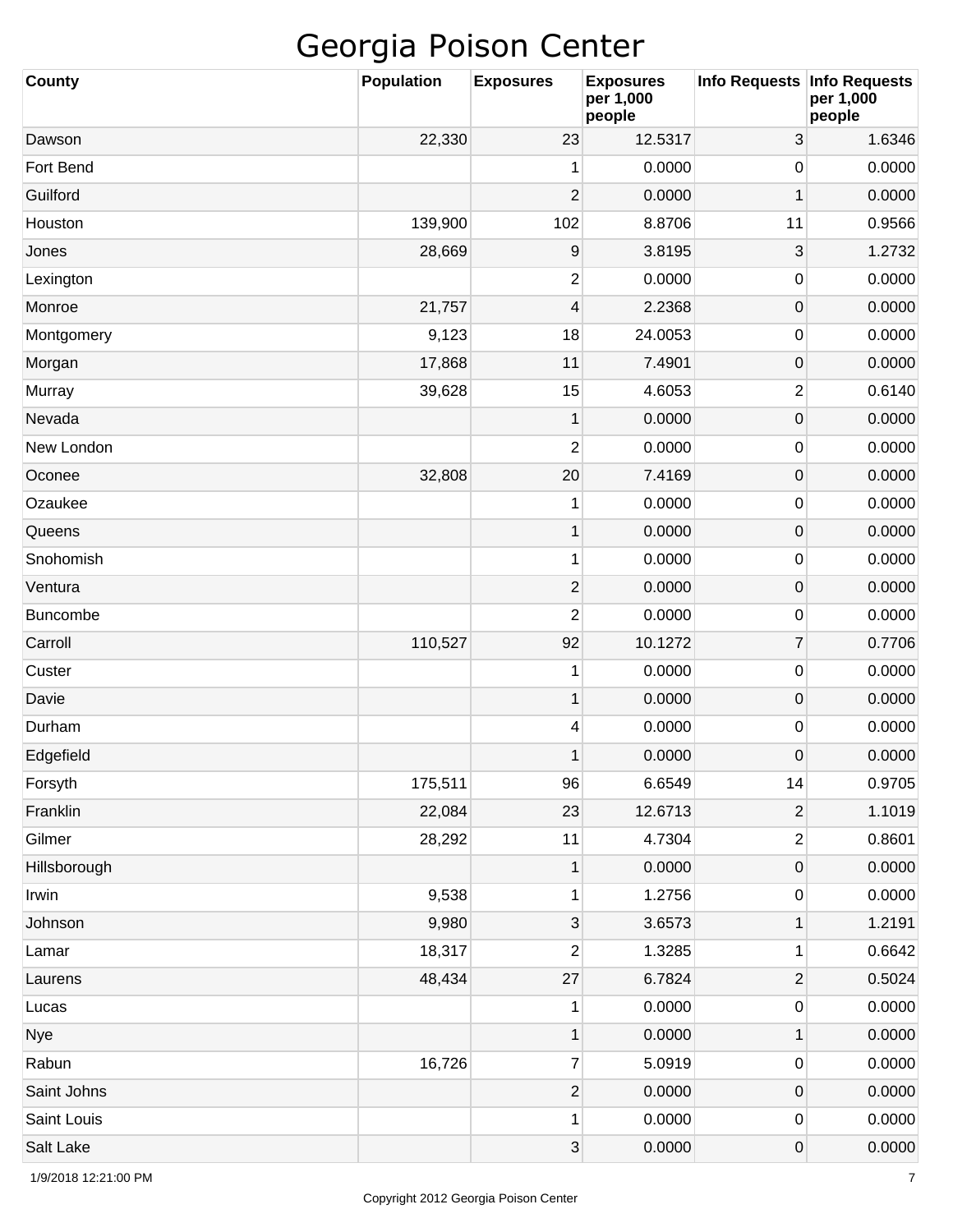# Georgia Poison Center

| County | Population | Exposures | Exposures per 1,000 people | Info Requests | Info Requests per 1,000 people |
|---|---|---|---|---|---|
| Dawson | 22,330 | 23 | 12.5317 | 3 | 1.6346 |
| Fort Bend | | 1 | 0.0000 | 0 | 0.0000 |
| Guilford | | 2 | 0.0000 | 1 | 0.0000 |
| Houston | 139,900 | 102 | 8.8706 | 11 | 0.9566 |
| Jones | 28,669 | 9 | 3.8195 | 3 | 1.2732 |
| Lexington | | 2 | 0.0000 | 0 | 0.0000 |
| Monroe | 21,757 | 4 | 2.2368 | 0 | 0.0000 |
| Montgomery | 9,123 | 18 | 24.0053 | 0 | 0.0000 |
| Morgan | 17,868 | 11 | 7.4901 | 0 | 0.0000 |
| Murray | 39,628 | 15 | 4.6053 | 2 | 0.6140 |
| Nevada | | 1 | 0.0000 | 0 | 0.0000 |
| New London | | 2 | 0.0000 | 0 | 0.0000 |
| Oconee | 32,808 | 20 | 7.4169 | 0 | 0.0000 |
| Ozaukee | | 1 | 0.0000 | 0 | 0.0000 |
| Queens | | 1 | 0.0000 | 0 | 0.0000 |
| Snohomish | | 1 | 0.0000 | 0 | 0.0000 |
| Ventura | | 2 | 0.0000 | 0 | 0.0000 |
| Buncombe | | 2 | 0.0000 | 0 | 0.0000 |
| Carroll | 110,527 | 92 | 10.1272 | 7 | 0.7706 |
| Custer | | 1 | 0.0000 | 0 | 0.0000 |
| Davie | | 1 | 0.0000 | 0 | 0.0000 |
| Durham | | 4 | 0.0000 | 0 | 0.0000 |
| Edgefield | | 1 | 0.0000 | 0 | 0.0000 |
| Forsyth | 175,511 | 96 | 6.6549 | 14 | 0.9705 |
| Franklin | 22,084 | 23 | 12.6713 | 2 | 1.1019 |
| Gilmer | 28,292 | 11 | 4.7304 | 2 | 0.8601 |
| Hillsborough | | 1 | 0.0000 | 0 | 0.0000 |
| Irwin | 9,538 | 1 | 1.2756 | 0 | 0.0000 |
| Johnson | 9,980 | 3 | 3.6573 | 1 | 1.2191 |
| Lamar | 18,317 | 2 | 1.3285 | 1 | 0.6642 |
| Laurens | 48,434 | 27 | 6.7824 | 2 | 0.5024 |
| Lucas | | 1 | 0.0000 | 0 | 0.0000 |
| Nye | | 1 | 0.0000 | 1 | 0.0000 |
| Rabun | 16,726 | 7 | 5.0919 | 0 | 0.0000 |
| Saint Johns | | 2 | 0.0000 | 0 | 0.0000 |
| Saint Louis | | 1 | 0.0000 | 0 | 0.0000 |
| Salt Lake | | 3 | 0.0000 | 0 | 0.0000 |

1/9/2018 12:21:00 PM

Copyright 2012 Georgia Poison Center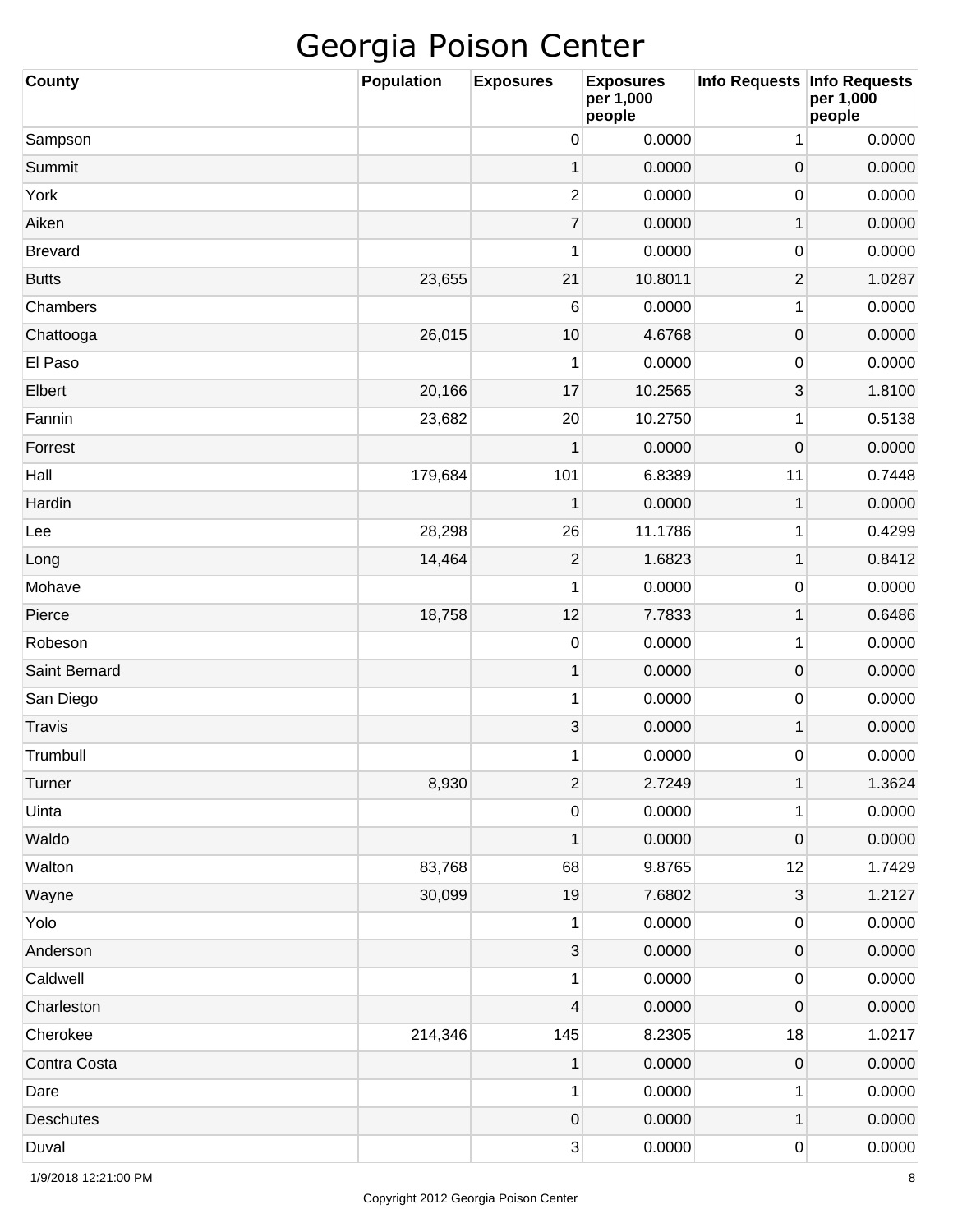# Georgia Poison Center

| County | Population | Exposures | Exposures per 1,000 people | Info Requests | Info Requests per 1,000 people |
|---|---|---|---|---|---|
| Sampson | | 0 | 0.0000 | 1 | 0.0000 |
| Summit | | 1 | 0.0000 | 0 | 0.0000 |
| York | | 2 | 0.0000 | 0 | 0.0000 |
| Aiken | | 7 | 0.0000 | 1 | 0.0000 |
| Brevard | | 1 | 0.0000 | 0 | 0.0000 |
| Butts | 23,655 | 21 | 10.8011 | 2 | 1.0287 |
| Chambers | | 6 | 0.0000 | 1 | 0.0000 |
| Chattooga | 26,015 | 10 | 4.6768 | 0 | 0.0000 |
| El Paso | | 1 | 0.0000 | 0 | 0.0000 |
| Elbert | 20,166 | 17 | 10.2565 | 3 | 1.8100 |
| Fannin | 23,682 | 20 | 10.2750 | 1 | 0.5138 |
| Forrest | | 1 | 0.0000 | 0 | 0.0000 |
| Hall | 179,684 | 101 | 6.8389 | 11 | 0.7448 |
| Hardin | | 1 | 0.0000 | 1 | 0.0000 |
| Lee | 28,298 | 26 | 11.1786 | 1 | 0.4299 |
| Long | 14,464 | 2 | 1.6823 | 1 | 0.8412 |
| Mohave | | 1 | 0.0000 | 0 | 0.0000 |
| Pierce | 18,758 | 12 | 7.7833 | 1 | 0.6486 |
| Robeson | | 0 | 0.0000 | 1 | 0.0000 |
| Saint Bernard | | 1 | 0.0000 | 0 | 0.0000 |
| San Diego | | 1 | 0.0000 | 0 | 0.0000 |
| Travis | | 3 | 0.0000 | 1 | 0.0000 |
| Trumbull | | 1 | 0.0000 | 0 | 0.0000 |
| Turner | 8,930 | 2 | 2.7249 | 1 | 1.3624 |
| Uinta | | 0 | 0.0000 | 1 | 0.0000 |
| Waldo | | 1 | 0.0000 | 0 | 0.0000 |
| Walton | 83,768 | 68 | 9.8765 | 12 | 1.7429 |
| Wayne | 30,099 | 19 | 7.6802 | 3 | 1.2127 |
| Yolo | | 1 | 0.0000 | 0 | 0.0000 |
| Anderson | | 3 | 0.0000 | 0 | 0.0000 |
| Caldwell | | 1 | 0.0000 | 0 | 0.0000 |
| Charleston | | 4 | 0.0000 | 0 | 0.0000 |
| Cherokee | 214,346 | 145 | 8.2305 | 18 | 1.0217 |
| Contra Costa | | 1 | 0.0000 | 0 | 0.0000 |
| Dare | | 1 | 0.0000 | 1 | 0.0000 |
| Deschutes | | 0 | 0.0000 | 1 | 0.0000 |
| Duval | | 3 | 0.0000 | 0 | 0.0000 |

1/9/2018 12:21:00 PM

Copyright 2012 Georgia Poison Center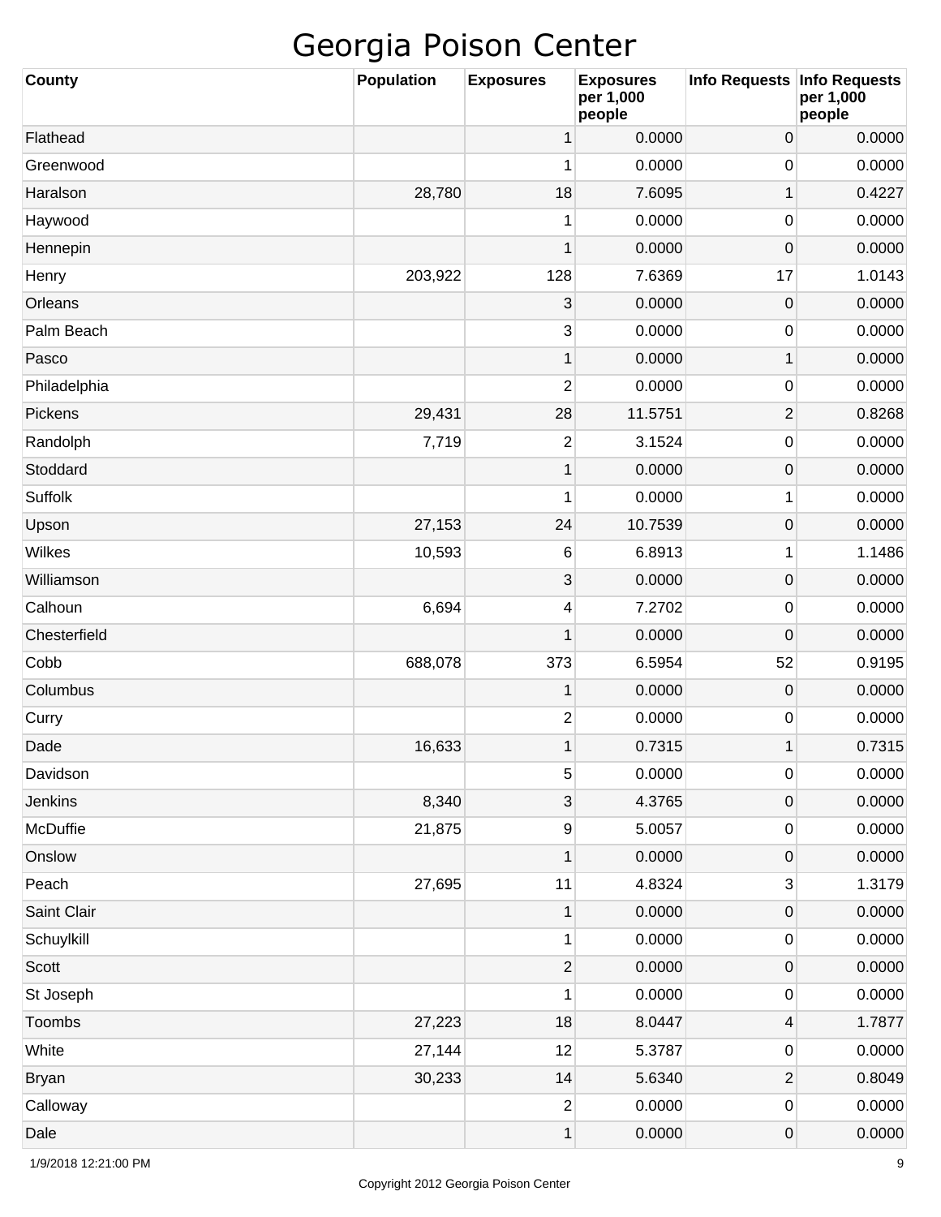# Georgia Poison Center

| County | Population | Exposures | Exposures per 1,000 people | Info Requests | Info Requests per 1,000 people |
|---|---|---|---|---|---|
| Flathead | | 1 | 0.0000 | 0 | 0.0000 |
| Greenwood | | 1 | 0.0000 | 0 | 0.0000 |
| Haralson | 28,780 | 18 | 7.6095 | 1 | 0.4227 |
| Haywood | | 1 | 0.0000 | 0 | 0.0000 |
| Hennepin | | 1 | 0.0000 | 0 | 0.0000 |
| Henry | 203,922 | 128 | 7.6369 | 17 | 1.0143 |
| Orleans | | 3 | 0.0000 | 0 | 0.0000 |
| Palm Beach | | 3 | 0.0000 | 0 | 0.0000 |
| Pasco | | 1 | 0.0000 | 1 | 0.0000 |
| Philadelphia | | 2 | 0.0000 | 0 | 0.0000 |
| Pickens | 29,431 | 28 | 11.5751 | 2 | 0.8268 |
| Randolph | 7,719 | 2 | 3.1524 | 0 | 0.0000 |
| Stoddard | | 1 | 0.0000 | 0 | 0.0000 |
| Suffolk | | 1 | 0.0000 | 1 | 0.0000 |
| Upson | 27,153 | 24 | 10.7539 | 0 | 0.0000 |
| Wilkes | 10,593 | 6 | 6.8913 | 1 | 1.1486 |
| Williamson | | 3 | 0.0000 | 0 | 0.0000 |
| Calhoun | 6,694 | 4 | 7.2702 | 0 | 0.0000 |
| Chesterfield | | 1 | 0.0000 | 0 | 0.0000 |
| Cobb | 688,078 | 373 | 6.5954 | 52 | 0.9195 |
| Columbus | | 1 | 0.0000 | 0 | 0.0000 |
| Curry | | 2 | 0.0000 | 0 | 0.0000 |
| Dade | 16,633 | 1 | 0.7315 | 1 | 0.7315 |
| Davidson | | 5 | 0.0000 | 0 | 0.0000 |
| Jenkins | 8,340 | 3 | 4.3765 | 0 | 0.0000 |
| McDuffie | 21,875 | 9 | 5.0057 | 0 | 0.0000 |
| Onslow | | 1 | 0.0000 | 0 | 0.0000 |
| Peach | 27,695 | 11 | 4.8324 | 3 | 1.3179 |
| Saint Clair | | 1 | 0.0000 | 0 | 0.0000 |
| Schuylkill | | 1 | 0.0000 | 0 | 0.0000 |
| Scott | | 2 | 0.0000 | 0 | 0.0000 |
| St Joseph | | 1 | 0.0000 | 0 | 0.0000 |
| Toombs | 27,223 | 18 | 8.0447 | 4 | 1.7877 |
| White | 27,144 | 12 | 5.3787 | 0 | 0.0000 |
| Bryan | 30,233 | 14 | 5.6340 | 2 | 0.8049 |
| Calloway | | 2 | 0.0000 | 0 | 0.0000 |
| Dale | | 1 | 0.0000 | 0 | 0.0000 |

1/9/2018 12:21:00 PM

Copyright 2012 Georgia Poison Center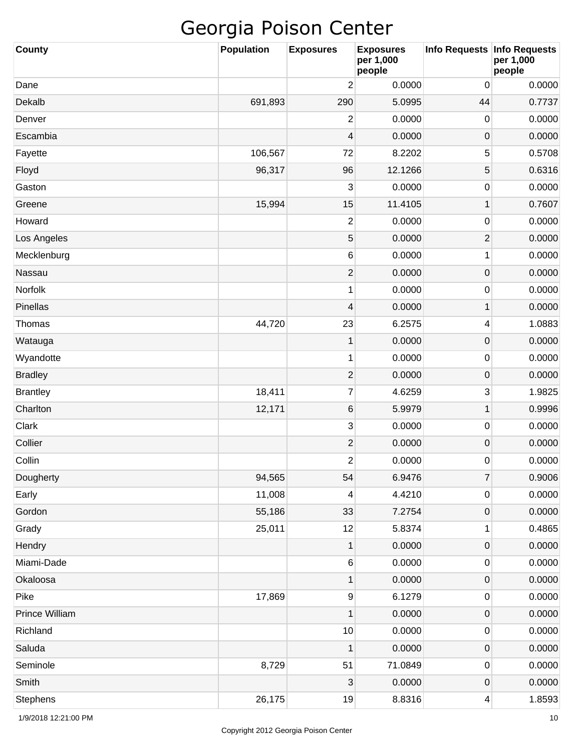# Georgia Poison Center

| County | Population | Exposures | Exposures per 1,000 people | Info Requests | Info Requests per 1,000 people |
|---|---|---|---|---|---|
| Dane | | 2 | 0.0000 | 0 | 0.0000 |
| Dekalb | 691,893 | 290 | 5.0995 | 44 | 0.7737 |
| Denver | | 2 | 0.0000 | 0 | 0.0000 |
| Escambia | | 4 | 0.0000 | 0 | 0.0000 |
| Fayette | 106,567 | 72 | 8.2202 | 5 | 0.5708 |
| Floyd | 96,317 | 96 | 12.1266 | 5 | 0.6316 |
| Gaston | | 3 | 0.0000 | 0 | 0.0000 |
| Greene | 15,994 | 15 | 11.4105 | 1 | 0.7607 |
| Howard | | 2 | 0.0000 | 0 | 0.0000 |
| Los Angeles | | 5 | 0.0000 | 2 | 0.0000 |
| Mecklenburg | | 6 | 0.0000 | 1 | 0.0000 |
| Nassau | | 2 | 0.0000 | 0 | 0.0000 |
| Norfolk | | 1 | 0.0000 | 0 | 0.0000 |
| Pinellas | | 4 | 0.0000 | 1 | 0.0000 |
| Thomas | 44,720 | 23 | 6.2575 | 4 | 1.0883 |
| Watauga | | 1 | 0.0000 | 0 | 0.0000 |
| Wyandotte | | 1 | 0.0000 | 0 | 0.0000 |
| Bradley | | 2 | 0.0000 | 0 | 0.0000 |
| Brantley | 18,411 | 7 | 4.6259 | 3 | 1.9825 |
| Charlton | 12,171 | 6 | 5.9979 | 1 | 0.9996 |
| Clark | | 3 | 0.0000 | 0 | 0.0000 |
| Collier | | 2 | 0.0000 | 0 | 0.0000 |
| Collin | | 2 | 0.0000 | 0 | 0.0000 |
| Dougherty | 94,565 | 54 | 6.9476 | 7 | 0.9006 |
| Early | 11,008 | 4 | 4.4210 | 0 | 0.0000 |
| Gordon | 55,186 | 33 | 7.2754 | 0 | 0.0000 |
| Grady | 25,011 | 12 | 5.8374 | 1 | 0.4865 |
| Hendry | | 1 | 0.0000 | 0 | 0.0000 |
| Miami-Dade | | 6 | 0.0000 | 0 | 0.0000 |
| Okaloosa | | 1 | 0.0000 | 0 | 0.0000 |
| Pike | 17,869 | 9 | 6.1279 | 0 | 0.0000 |
| Prince William | | 1 | 0.0000 | 0 | 0.0000 |
| Richland | | 10 | 0.0000 | 0 | 0.0000 |
| Saluda | | 1 | 0.0000 | 0 | 0.0000 |
| Seminole | 8,729 | 51 | 71.0849 | 0 | 0.0000 |
| Smith | | 3 | 0.0000 | 0 | 0.0000 |
| Stephens | 26,175 | 19 | 8.8316 | 4 | 1.8593 |

1/9/2018 12:21:00 PM

Copyright 2012 Georgia Poison Center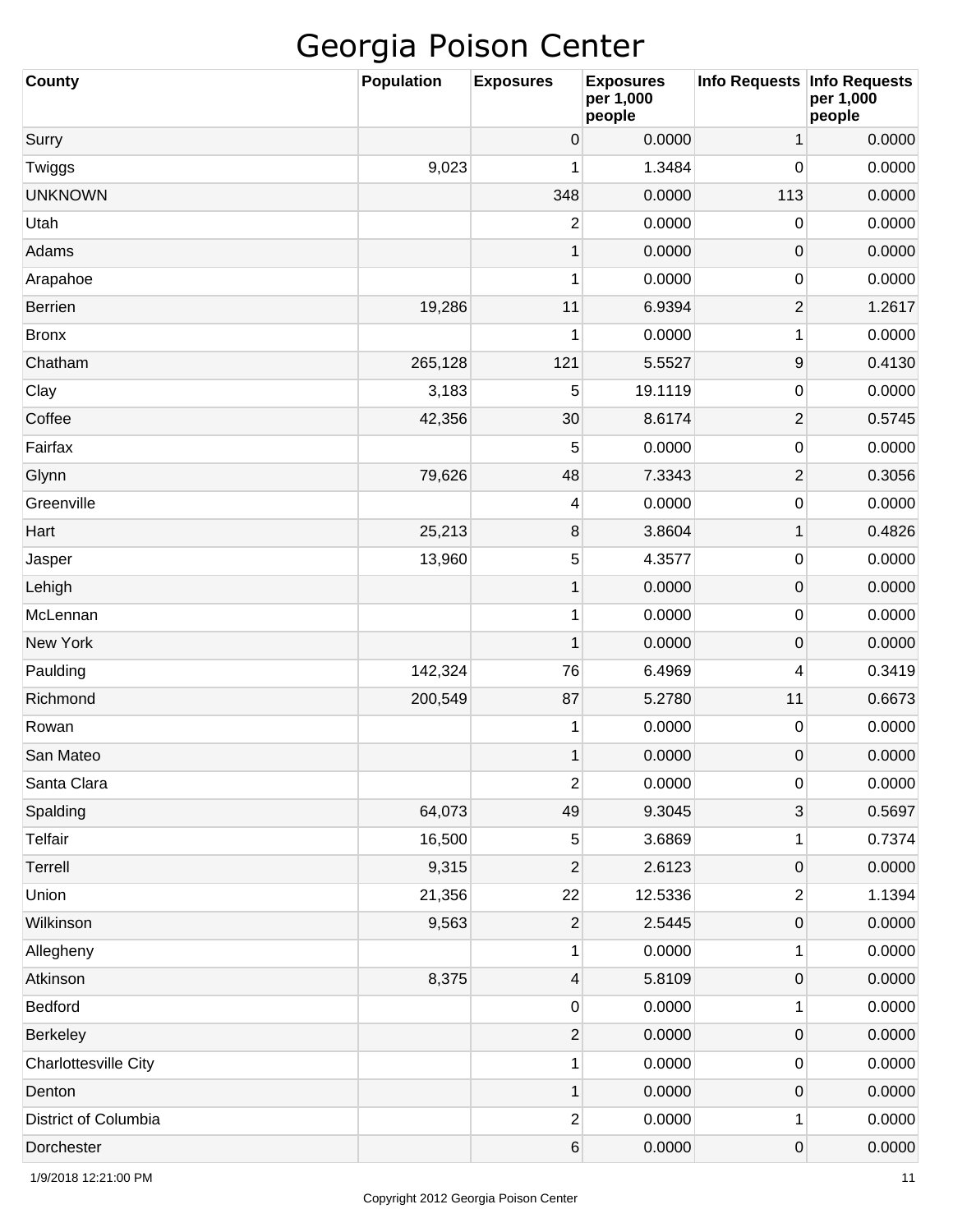# Georgia Poison Center

| County | Population | Exposures | Exposures per 1,000 people | Info Requests | Info Requests per 1,000 people |
|---|---|---|---|---|---|
| Surry | | 0 | 0.0000 | 1 | 0.0000 |
| Twiggs | 9,023 | 1 | 1.3484 | 0 | 0.0000 |
| UNKNOWN | | 348 | 0.0000 | 113 | 0.0000 |
| Utah | | 2 | 0.0000 | 0 | 0.0000 |
| Adams | | 1 | 0.0000 | 0 | 0.0000 |
| Arapahoe | | 1 | 0.0000 | 0 | 0.0000 |
| Berrien | 19,286 | 11 | 6.9394 | 2 | 1.2617 |
| Bronx | | 1 | 0.0000 | 1 | 0.0000 |
| Chatham | 265,128 | 121 | 5.5527 | 9 | 0.4130 |
| Clay | 3,183 | 5 | 19.1119 | 0 | 0.0000 |
| Coffee | 42,356 | 30 | 8.6174 | 2 | 0.5745 |
| Fairfax | | 5 | 0.0000 | 0 | 0.0000 |
| Glynn | 79,626 | 48 | 7.3343 | 2 | 0.3056 |
| Greenville | | 4 | 0.0000 | 0 | 0.0000 |
| Hart | 25,213 | 8 | 3.8604 | 1 | 0.4826 |
| Jasper | 13,960 | 5 | 4.3577 | 0 | 0.0000 |
| Lehigh | | 1 | 0.0000 | 0 | 0.0000 |
| McLennan | | 1 | 0.0000 | 0 | 0.0000 |
| New York | | 1 | 0.0000 | 0 | 0.0000 |
| Paulding | 142,324 | 76 | 6.4969 | 4 | 0.3419 |
| Richmond | 200,549 | 87 | 5.2780 | 11 | 0.6673 |
| Rowan | | 1 | 0.0000 | 0 | 0.0000 |
| San Mateo | | 1 | 0.0000 | 0 | 0.0000 |
| Santa Clara | | 2 | 0.0000 | 0 | 0.0000 |
| Spalding | 64,073 | 49 | 9.3045 | 3 | 0.5697 |
| Telfair | 16,500 | 5 | 3.6869 | 1 | 0.7374 |
| Terrell | 9,315 | 2 | 2.6123 | 0 | 0.0000 |
| Union | 21,356 | 22 | 12.5336 | 2 | 1.1394 |
| Wilkinson | 9,563 | 2 | 2.5445 | 0 | 0.0000 |
| Allegheny | | 1 | 0.0000 | 1 | 0.0000 |
| Atkinson | 8,375 | 4 | 5.8109 | 0 | 0.0000 |
| Bedford | | 0 | 0.0000 | 1 | 0.0000 |
| Berkeley | | 2 | 0.0000 | 0 | 0.0000 |
| Charlottesville City | | 1 | 0.0000 | 0 | 0.0000 |
| Denton | | 1 | 0.0000 | 0 | 0.0000 |
| District of Columbia | | 2 | 0.0000 | 1 | 0.0000 |
| Dorchester | | 6 | 0.0000 | 0 | 0.0000 |

1/9/2018 12:21:00 PM

Copyright 2012 Georgia Poison Center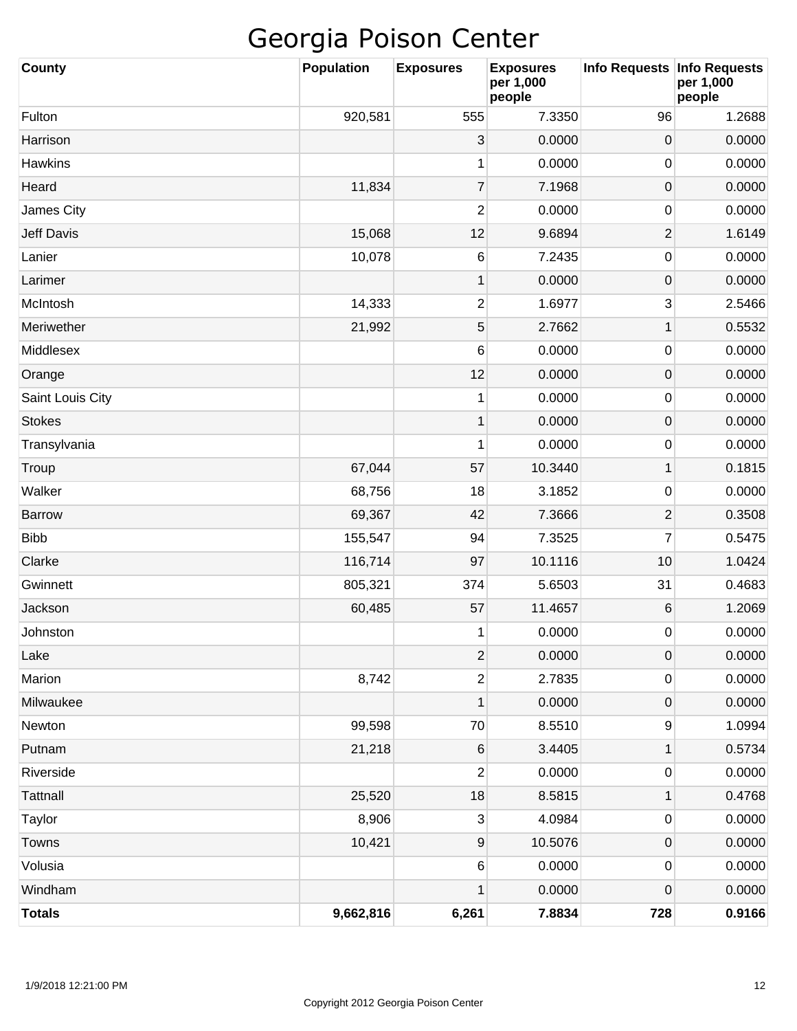# Georgia Poison Center

| County | Population | Exposures | Exposures per 1,000 people | Info Requests | Info Requests per 1,000 people |
|---|---|---|---|---|---|
| Fulton | 920,581 | 555 | 7.3350 | 96 | 1.2688 |
| Harrison | | 3 | 0.0000 | 0 | 0.0000 |
| Hawkins | | 1 | 0.0000 | 0 | 0.0000 |
| Heard | 11,834 | 7 | 7.1968 | 0 | 0.0000 |
| James City | | 2 | 0.0000 | 0 | 0.0000 |
| Jeff Davis | 15,068 | 12 | 9.6894 | 2 | 1.6149 |
| Lanier | 10,078 | 6 | 7.2435 | 0 | 0.0000 |
| Larimer | | 1 | 0.0000 | 0 | 0.0000 |
| McIntosh | 14,333 | 2 | 1.6977 | 3 | 2.5466 |
| Meriwether | 21,992 | 5 | 2.7662 | 1 | 0.5532 |
| Middlesex | | 6 | 0.0000 | 0 | 0.0000 |
| Orange | | 12 | 0.0000 | 0 | 0.0000 |
| Saint Louis City | | 1 | 0.0000 | 0 | 0.0000 |
| Stokes | | 1 | 0.0000 | 0 | 0.0000 |
| Transylvania | | 1 | 0.0000 | 0 | 0.0000 |
| Troup | 67,044 | 57 | 10.3440 | 1 | 0.1815 |
| Walker | 68,756 | 18 | 3.1852 | 0 | 0.0000 |
| Barrow | 69,367 | 42 | 7.3666 | 2 | 0.3508 |
| Bibb | 155,547 | 94 | 7.3525 | 7 | 0.5475 |
| Clarke | 116,714 | 97 | 10.1116 | 10 | 1.0424 |
| Gwinnett | 805,321 | 374 | 5.6503 | 31 | 0.4683 |
| Jackson | 60,485 | 57 | 11.4657 | 6 | 1.2069 |
| Johnston | | 1 | 0.0000 | 0 | 0.0000 |
| Lake | | 2 | 0.0000 | 0 | 0.0000 |
| Marion | 8,742 | 2 | 2.7835 | 0 | 0.0000 |
| Milwaukee | | 1 | 0.0000 | 0 | 0.0000 |
| Newton | 99,598 | 70 | 8.5510 | 9 | 1.0994 |
| Putnam | 21,218 | 6 | 3.4405 | 1 | 0.5734 |
| Riverside | | 2 | 0.0000 | 0 | 0.0000 |
| Tattnall | 25,520 | 18 | 8.5815 | 1 | 0.4768 |
| Taylor | 8,906 | 3 | 4.0984 | 0 | 0.0000 |
| Towns | 10,421 | 9 | 10.5076 | 0 | 0.0000 |
| Volusia | | 6 | 0.0000 | 0 | 0.0000 |
| Windham | | 1 | 0.0000 | 0 | 0.0000 |
| **Totals** | **9,662,816** | **6,261** | **7.8834** | **728** | **0.9166** |

1/9/2018 12:21:00 PM

Copyright 2012 Georgia Poison Center